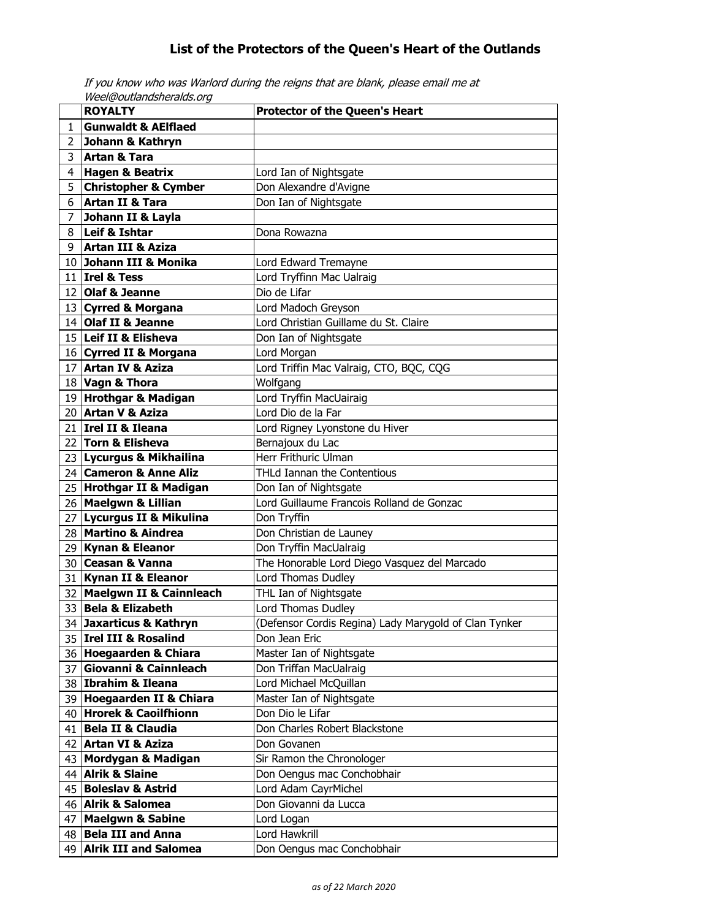# List of the Protectors of the Queen's Heart of the Outlands

*If you know who was Warlord during the reigns that are blank, please email me at Weel@outlandsheralds.org*

| | ROYALTY | Protector of the Queen's Heart |
|---|---|---|
| 1 | **Gunwaldt & AElflaed** | |
| 2 | **Johann & Kathryn** | |
| 3 | **Artan & Tara** | |
| 4 | **Hagen & Beatrix** | Lord Ian of Nightsgate |
| 5 | **Christopher & Cymber** | Don Alexandre d'Avigne |
| 6 | **Artan II & Tara** | Don Ian of Nightsgate |
| 7 | **Johann II & Layla** | |
| 8 | **Leif & Ishtar** | Dona Rowazna |
| 9 | **Artan III & Aziza** | |
| 10 | **Johann III & Monika** | Lord Edward Tremayne |
| 11 | **Irel & Tess** | Lord Tryffinn Mac Ualraig |
| 12 | **Olaf & Jeanne** | Dio de Lifar |
| 13 | **Cyrred & Morgana** | Lord Madoch Greyson |
| 14 | **Olaf II & Jeanne** | Lord Christian Guillame du St. Claire |
| 15 | **Leif II & Elisheva** | Don Ian of Nightsgate |
| 16 | **Cyrred II & Morgana** | Lord Morgan |
| 17 | **Artan IV & Aziza** | Lord Triffin Mac Valraig, CTO, BQC, CQG |
| 18 | **Vagn & Thora** | Wolfgang |
| 19 | **Hrothgar & Madigan** | Lord Tryffin MacUairaig |
| 20 | **Artan V & Aziza** | Lord Dio de la Far |
| 21 | **Irel II & Ileana** | Lord Rigney Lyonstone du Hiver |
| 22 | **Torn & Elisheva** | Bernajoux du Lac |
| 23 | **Lycurgus & Mikhailina** | Herr Frithuric Ulman |
| 24 | **Cameron & Anne Aliz** | THLd Iannan the Contentious |
| 25 | **Hrothgar II & Madigan** | Don Ian of Nightsgate |
| 26 | **Maelgwn & Lillian** | Lord Guillaume Francois Rolland de Gonzac |
| 27 | **Lycurgus II & Mikulina** | Don Tryffin |
| 28 | **Martino & Aindrea** | Don Christian de Launey |
| 29 | **Kynan & Eleanor** | Don Tryffin MacUalraig |
| 30 | **Ceasan & Vanna** | The Honorable Lord Diego Vasquez del Marcado |
| 31 | **Kynan II & Eleanor** | Lord Thomas Dudley |
| 32 | **Maelgwn II & Cainnleach** | THL Ian of Nightsgate |
| 33 | **Bela & Elizabeth** | Lord Thomas Dudley |
| 34 | **Jaxarticus & Kathryn** | (Defensor Cordis Regina) Lady Marygold of Clan Tynker |
| 35 | **Irel III & Rosalind** | Don Jean Eric |
| 36 | **Hoegaarden & Chiara** | Master Ian of Nightsgate |
| 37 | **Giovanni & Cainnleach** | Don Triffan MacUalraig |
| 38 | **Ibrahim & Ileana** | Lord Michael McQuillan |
| 39 | **Hoegaarden II & Chiara** | Master Ian of Nightsgate |
| 40 | **Hrorek & Caoilfhionn** | Don Dio le Lifar |
| 41 | **Bela II & Claudia** | Don Charles Robert Blackstone |
| 42 | **Artan VI & Aziza** | Don Govanen |
| 43 | **Mordygan & Madigan** | Sir Ramon the Chronologer |
| 44 | **Alrik & Slaine** | Don Oengus mac Conchobhair |
| 45 | **Boleslav & Astrid** | Lord Adam CayrMichel |
| 46 | **Alrik & Salomea** | Don Giovanni da Lucca |
| 47 | **Maelgwn & Sabine** | Lord Logan |
| 48 | **Bela III and Anna** | Lord Hawkrill |
| 49 | **Alrik III and Salomea** | Don Oengus mac Conchobhair |

*as of 22 March 2020*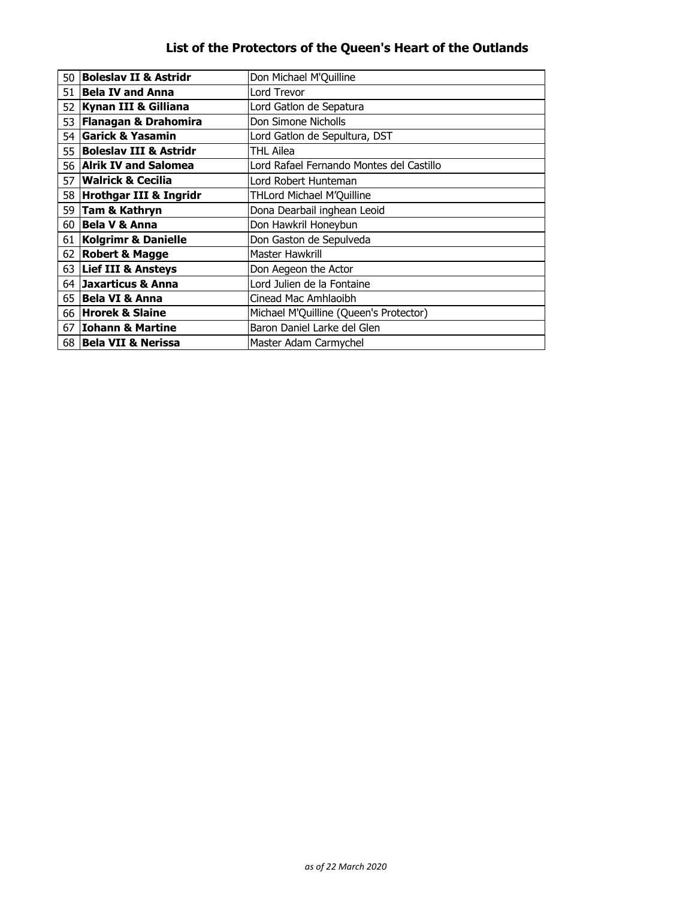## List of the Protectors of the Queen's Heart of the Outlands

| | | |
|---|---|---|
| 50 | **Boleslav II & Astridr** | Don Michael M'Quilline |
| 51 | **Bela IV and Anna** | Lord Trevor |
| 52 | **Kynan III & Gilliana** | Lord Gatlon de Sepatura |
| 53 | **Flanagan & Drahomira** | Don Simone Nicholls |
| 54 | **Garick & Yasamin** | Lord Gatlon de Sepultura, DST |
| 55 | **Boleslav III & Astridr** | THL Ailea |
| 56 | **Alrik IV and Salomea** | Lord Rafael Fernando Montes del Castillo |
| 57 | **Walrick & Cecilia** | Lord Robert Hunteman |
| 58 | **Hrothgar III & Ingridr** | THLord Michael M'Quilline |
| 59 | **Tam & Kathryn** | Dona Dearbail inghean Leoid |
| 60 | **Bela V & Anna** | Don Hawkril Honeybun |
| 61 | **Kolgrimr & Danielle** | Don Gaston de Sepulveda |
| 62 | **Robert & Magge** | Master Hawkrill |
| 63 | **Lief III & Ansteys** | Don Aegeon the Actor |
| 64 | **Jaxarticus & Anna** | Lord Julien de la Fontaine |
| 65 | **Bela VI & Anna** | Cinead Mac Amhlaoibh |
| 66 | **Hrorek & Slaine** | Michael M'Quilline (Queen's Protector) |
| 67 | **Iohann & Martine** | Baron Daniel Larke del Glen |
| 68 | **Bela VII & Nerissa** | Master Adam Carmychel |

*as of 22 March 2020*